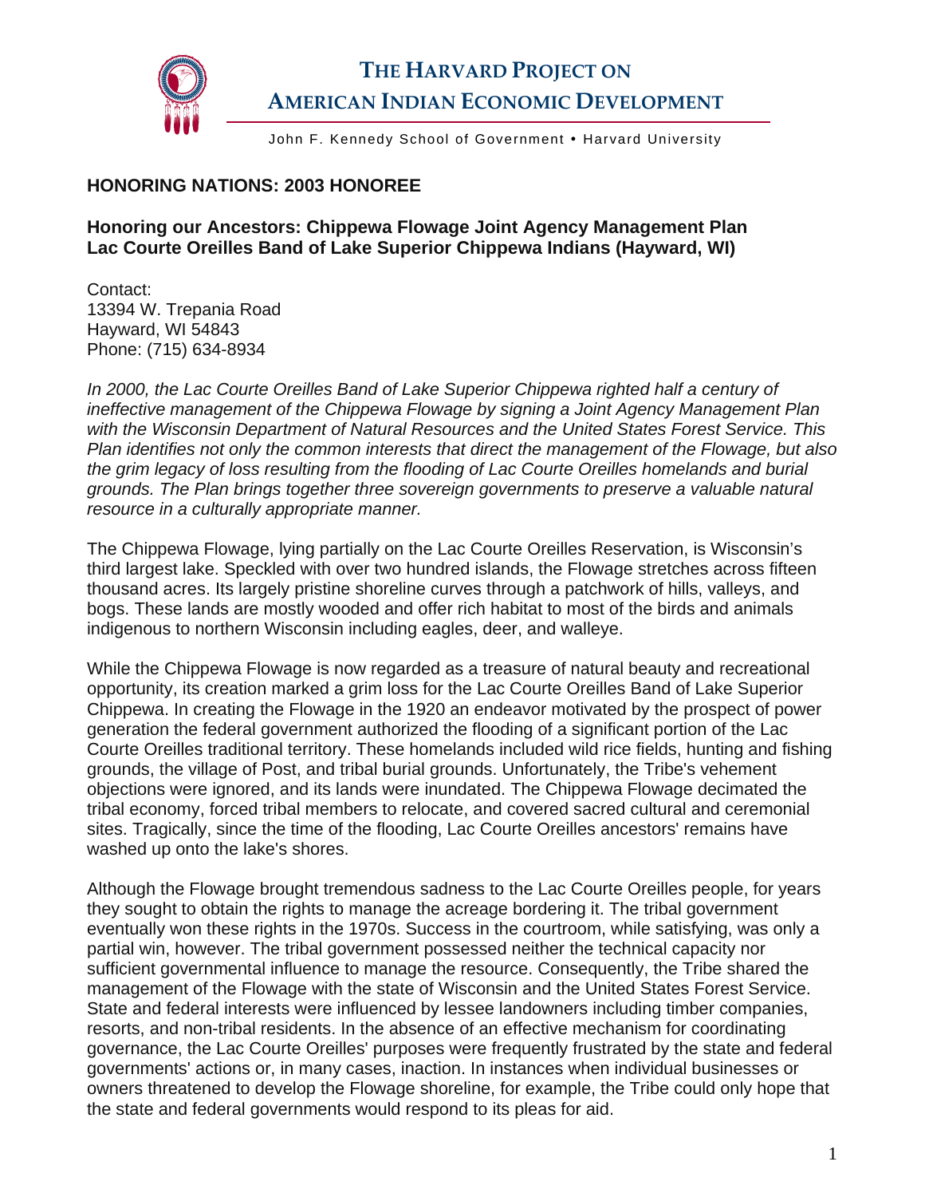# THE HARVARD PROJECT ON AMERICAN INDIAN ECONOMIC DEVELOPMENT

John F. Kennedy School of Government • Harvard University

## HONORING NATIONS: 2003 HONOREE

### Honoring our Ancestors: Chippewa Flowage Joint Agency Management Plan
### Lac Courte Oreilles Band of Lake Superior Chippewa Indians (Hayward, WI)

Contact:
13394 W. Trepania Road
Hayward, WI 54843
Phone: (715) 634-8934

*In 2000, the Lac Courte Oreilles Band of Lake Superior Chippewa righted half a century of ineffective management of the Chippewa Flowage by signing a Joint Agency Management Plan with the Wisconsin Department of Natural Resources and the United States Forest Service. This Plan identifies not only the common interests that direct the management of the Flowage, but also the grim legacy of loss resulting from the flooding of Lac Courte Oreilles homelands and burial grounds. The Plan brings together three sovereign governments to preserve a valuable natural resource in a culturally appropriate manner.*

The Chippewa Flowage, lying partially on the Lac Courte Oreilles Reservation, is Wisconsin's third largest lake. Speckled with over two hundred islands, the Flowage stretches across fifteen thousand acres. Its largely pristine shoreline curves through a patchwork of hills, valleys, and bogs. These lands are mostly wooded and offer rich habitat to most of the birds and animals indigenous to northern Wisconsin including eagles, deer, and walleye.

While the Chippewa Flowage is now regarded as a treasure of natural beauty and recreational opportunity, its creation marked a grim loss for the Lac Courte Oreilles Band of Lake Superior Chippewa. In creating the Flowage in the 1920 an endeavor motivated by the prospect of power generation the federal government authorized the flooding of a significant portion of the Lac Courte Oreilles traditional territory. These homelands included wild rice fields, hunting and fishing grounds, the village of Post, and tribal burial grounds. Unfortunately, the Tribe's vehement objections were ignored, and its lands were inundated. The Chippewa Flowage decimated the tribal economy, forced tribal members to relocate, and covered sacred cultural and ceremonial sites. Tragically, since the time of the flooding, Lac Courte Oreilles ancestors' remains have washed up onto the lake's shores.

Although the Flowage brought tremendous sadness to the Lac Courte Oreilles people, for years they sought to obtain the rights to manage the acreage bordering it. The tribal government eventually won these rights in the 1970s. Success in the courtroom, while satisfying, was only a partial win, however. The tribal government possessed neither the technical capacity nor sufficient governmental influence to manage the resource. Consequently, the Tribe shared the management of the Flowage with the state of Wisconsin and the United States Forest Service. State and federal interests were influenced by lessee landowners including timber companies, resorts, and non-tribal residents. In the absence of an effective mechanism for coordinating governance, the Lac Courte Oreilles' purposes were frequently frustrated by the state and federal governments' actions or, in many cases, inaction. In instances when individual businesses or owners threatened to develop the Flowage shoreline, for example, the Tribe could only hope that the state and federal governments would respond to its pleas for aid.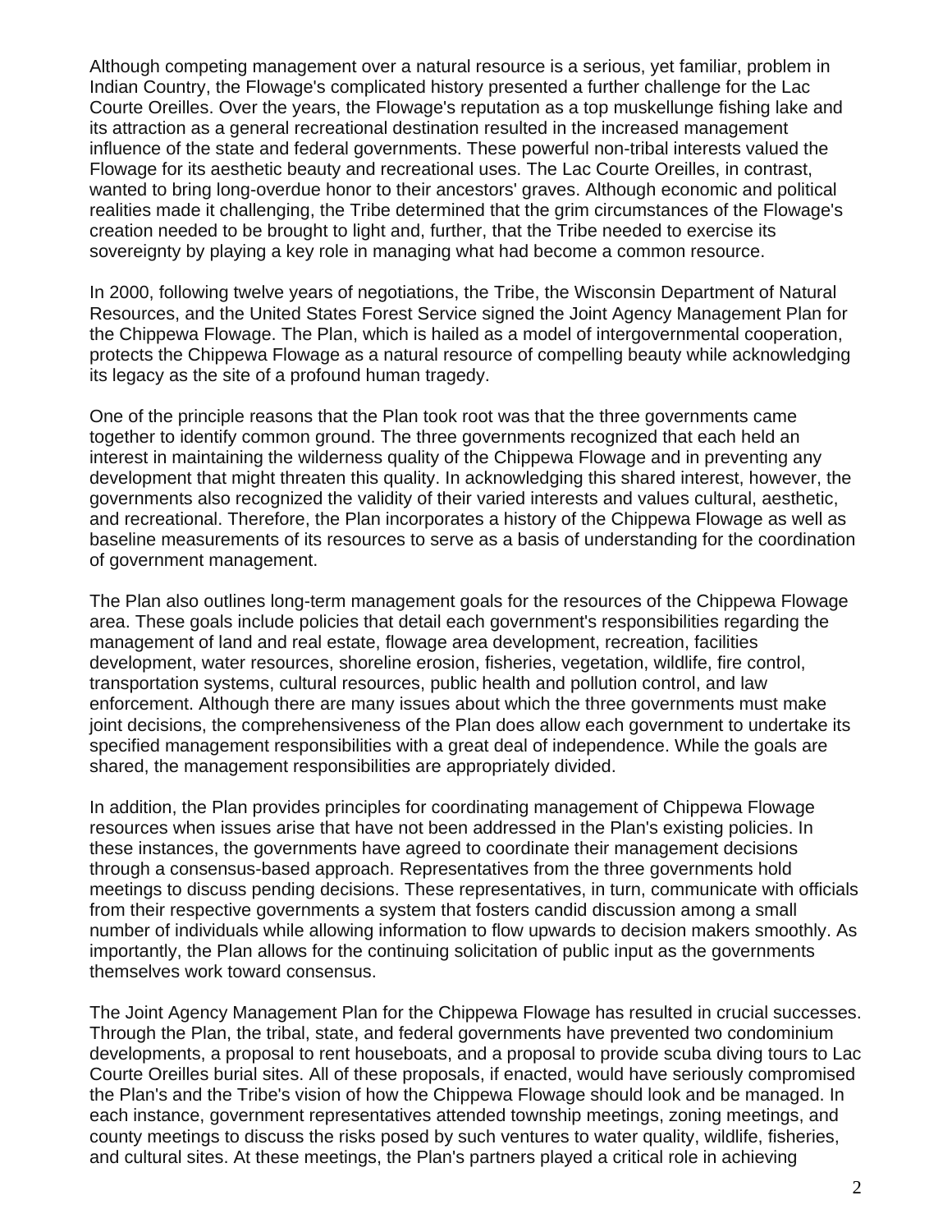Although competing management over a natural resource is a serious, yet familiar, problem in Indian Country, the Flowage's complicated history presented a further challenge for the Lac Courte Oreilles. Over the years, the Flowage's reputation as a top muskellunge fishing lake and its attraction as a general recreational destination resulted in the increased management influence of the state and federal governments. These powerful non-tribal interests valued the Flowage for its aesthetic beauty and recreational uses. The Lac Courte Oreilles, in contrast, wanted to bring long-overdue honor to their ancestors' graves. Although economic and political realities made it challenging, the Tribe determined that the grim circumstances of the Flowage's creation needed to be brought to light and, further, that the Tribe needed to exercise its sovereignty by playing a key role in managing what had become a common resource.

In 2000, following twelve years of negotiations, the Tribe, the Wisconsin Department of Natural Resources, and the United States Forest Service signed the Joint Agency Management Plan for the Chippewa Flowage. The Plan, which is hailed as a model of intergovernmental cooperation, protects the Chippewa Flowage as a natural resource of compelling beauty while acknowledging its legacy as the site of a profound human tragedy.

One of the principle reasons that the Plan took root was that the three governments came together to identify common ground. The three governments recognized that each held an interest in maintaining the wilderness quality of the Chippewa Flowage and in preventing any development that might threaten this quality. In acknowledging this shared interest, however, the governments also recognized the validity of their varied interests and values cultural, aesthetic, and recreational. Therefore, the Plan incorporates a history of the Chippewa Flowage as well as baseline measurements of its resources to serve as a basis of understanding for the coordination of government management.

The Plan also outlines long-term management goals for the resources of the Chippewa Flowage area. These goals include policies that detail each government's responsibilities regarding the management of land and real estate, flowage area development, recreation, facilities development, water resources, shoreline erosion, fisheries, vegetation, wildlife, fire control, transportation systems, cultural resources, public health and pollution control, and law enforcement. Although there are many issues about which the three governments must make joint decisions, the comprehensiveness of the Plan does allow each government to undertake its specified management responsibilities with a great deal of independence. While the goals are shared, the management responsibilities are appropriately divided.

In addition, the Plan provides principles for coordinating management of Chippewa Flowage resources when issues arise that have not been addressed in the Plan's existing policies. In these instances, the governments have agreed to coordinate their management decisions through a consensus-based approach. Representatives from the three governments hold meetings to discuss pending decisions. These representatives, in turn, communicate with officials from their respective governments a system that fosters candid discussion among a small number of individuals while allowing information to flow upwards to decision makers smoothly. As importantly, the Plan allows for the continuing solicitation of public input as the governments themselves work toward consensus.

The Joint Agency Management Plan for the Chippewa Flowage has resulted in crucial successes. Through the Plan, the tribal, state, and federal governments have prevented two condominium developments, a proposal to rent houseboats, and a proposal to provide scuba diving tours to Lac Courte Oreilles burial sites. All of these proposals, if enacted, would have seriously compromised the Plan's and the Tribe's vision of how the Chippewa Flowage should look and be managed. In each instance, government representatives attended township meetings, zoning meetings, and county meetings to discuss the risks posed by such ventures to water quality, wildlife, fisheries, and cultural sites. At these meetings, the Plan's partners played a critical role in achieving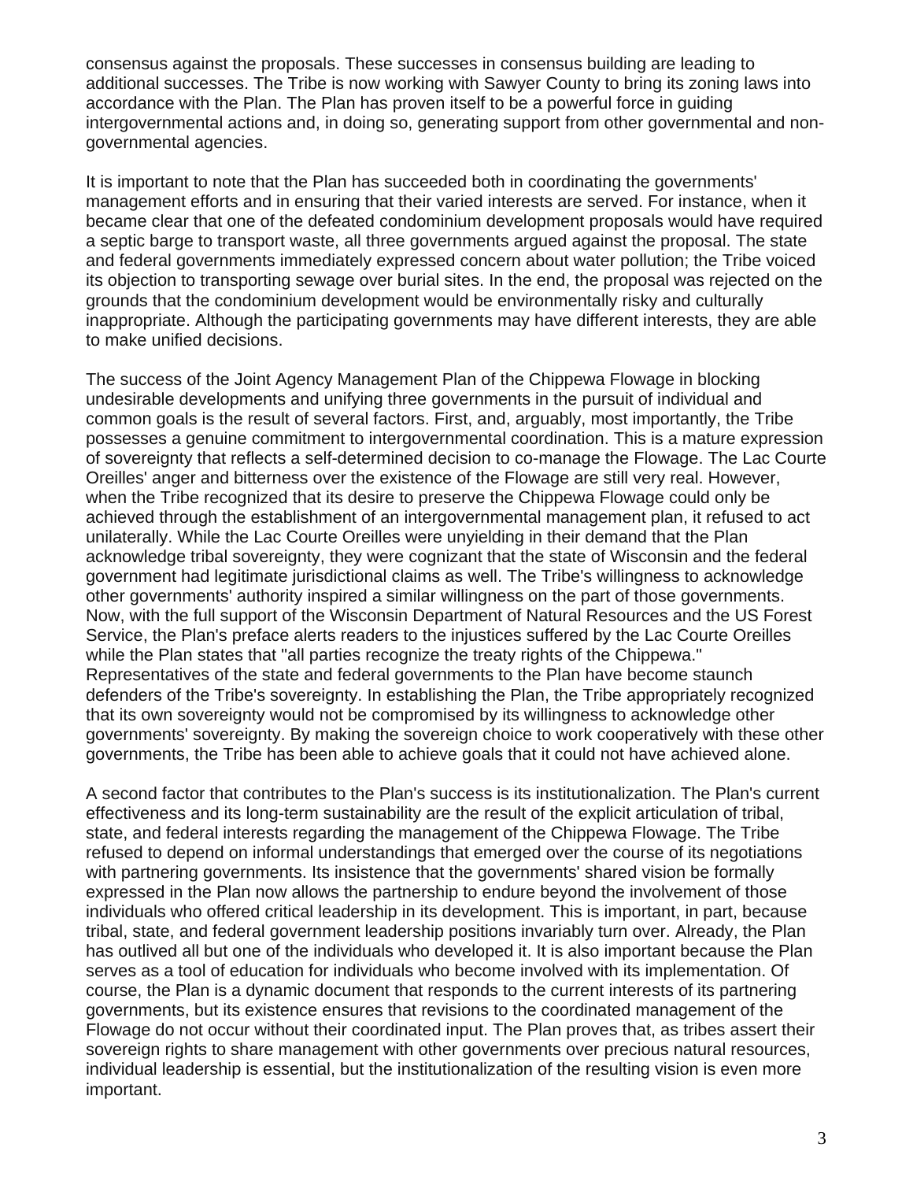consensus against the proposals. These successes in consensus building are leading to additional successes. The Tribe is now working with Sawyer County to bring its zoning laws into accordance with the Plan. The Plan has proven itself to be a powerful force in guiding intergovernmental actions and, in doing so, generating support from other governmental and non-governmental agencies.

It is important to note that the Plan has succeeded both in coordinating the governments' management efforts and in ensuring that their varied interests are served. For instance, when it became clear that one of the defeated condominium development proposals would have required a septic barge to transport waste, all three governments argued against the proposal. The state and federal governments immediately expressed concern about water pollution; the Tribe voiced its objection to transporting sewage over burial sites. In the end, the proposal was rejected on the grounds that the condominium development would be environmentally risky and culturally inappropriate. Although the participating governments may have different interests, they are able to make unified decisions.

The success of the Joint Agency Management Plan of the Chippewa Flowage in blocking undesirable developments and unifying three governments in the pursuit of individual and common goals is the result of several factors. First, and, arguably, most importantly, the Tribe possesses a genuine commitment to intergovernmental coordination. This is a mature expression of sovereignty that reflects a self-determined decision to co-manage the Flowage. The Lac Courte Oreilles' anger and bitterness over the existence of the Flowage are still very real. However, when the Tribe recognized that its desire to preserve the Chippewa Flowage could only be achieved through the establishment of an intergovernmental management plan, it refused to act unilaterally. While the Lac Courte Oreilles were unyielding in their demand that the Plan acknowledge tribal sovereignty, they were cognizant that the state of Wisconsin and the federal government had legitimate jurisdictional claims as well. The Tribe's willingness to acknowledge other governments' authority inspired a similar willingness on the part of those governments. Now, with the full support of the Wisconsin Department of Natural Resources and the US Forest Service, the Plan's preface alerts readers to the injustices suffered by the Lac Courte Oreilles while the Plan states that "all parties recognize the treaty rights of the Chippewa." Representatives of the state and federal governments to the Plan have become staunch defenders of the Tribe's sovereignty. In establishing the Plan, the Tribe appropriately recognized that its own sovereignty would not be compromised by its willingness to acknowledge other governments' sovereignty. By making the sovereign choice to work cooperatively with these other governments, the Tribe has been able to achieve goals that it could not have achieved alone.

A second factor that contributes to the Plan's success is its institutionalization. The Plan's current effectiveness and its long-term sustainability are the result of the explicit articulation of tribal, state, and federal interests regarding the management of the Chippewa Flowage. The Tribe refused to depend on informal understandings that emerged over the course of its negotiations with partnering governments. Its insistence that the governments' shared vision be formally expressed in the Plan now allows the partnership to endure beyond the involvement of those individuals who offered critical leadership in its development. This is important, in part, because tribal, state, and federal government leadership positions invariably turn over. Already, the Plan has outlived all but one of the individuals who developed it. It is also important because the Plan serves as a tool of education for individuals who become involved with its implementation. Of course, the Plan is a dynamic document that responds to the current interests of its partnering governments, but its existence ensures that revisions to the coordinated management of the Flowage do not occur without their coordinated input. The Plan proves that, as tribes assert their sovereign rights to share management with other governments over precious natural resources, individual leadership is essential, but the institutionalization of the resulting vision is even more important.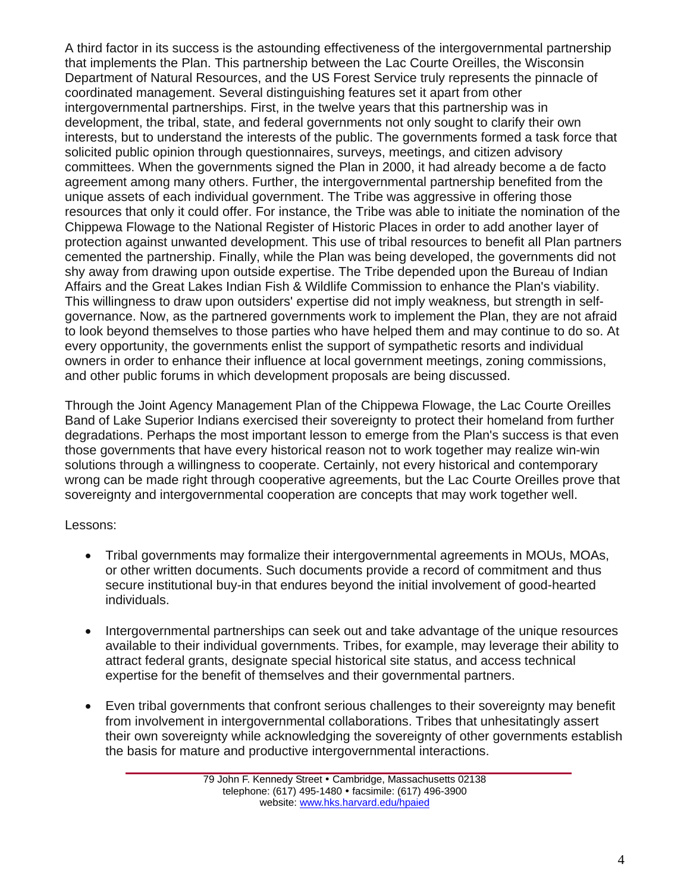A third factor in its success is the astounding effectiveness of the intergovernmental partnership that implements the Plan. This partnership between the Lac Courte Oreilles, the Wisconsin Department of Natural Resources, and the US Forest Service truly represents the pinnacle of coordinated management. Several distinguishing features set it apart from other intergovernmental partnerships. First, in the twelve years that this partnership was in development, the tribal, state, and federal governments not only sought to clarify their own interests, but to understand the interests of the public. The governments formed a task force that solicited public opinion through questionnaires, surveys, meetings, and citizen advisory committees. When the governments signed the Plan in 2000, it had already become a de facto agreement among many others. Further, the intergovernmental partnership benefited from the unique assets of each individual government. The Tribe was aggressive in offering those resources that only it could offer. For instance, the Tribe was able to initiate the nomination of the Chippewa Flowage to the National Register of Historic Places in order to add another layer of protection against unwanted development. This use of tribal resources to benefit all Plan partners cemented the partnership. Finally, while the Plan was being developed, the governments did not shy away from drawing upon outside expertise. The Tribe depended upon the Bureau of Indian Affairs and the Great Lakes Indian Fish & Wildlife Commission to enhance the Plan's viability. This willingness to draw upon outsiders' expertise did not imply weakness, but strength in self-governance. Now, as the partnered governments work to implement the Plan, they are not afraid to look beyond themselves to those parties who have helped them and may continue to do so. At every opportunity, the governments enlist the support of sympathetic resorts and individual owners in order to enhance their influence at local government meetings, zoning commissions, and other public forums in which development proposals are being discussed.

Through the Joint Agency Management Plan of the Chippewa Flowage, the Lac Courte Oreilles Band of Lake Superior Indians exercised their sovereignty to protect their homeland from further degradations. Perhaps the most important lesson to emerge from the Plan's success is that even those governments that have every historical reason not to work together may realize win-win solutions through a willingness to cooperate. Certainly, not every historical and contemporary wrong can be made right through cooperative agreements, but the Lac Courte Oreilles prove that sovereignty and intergovernmental cooperation are concepts that may work together well.

Lessons:

- Tribal governments may formalize their intergovernmental agreements in MOUs, MOAs, or other written documents. Such documents provide a record of commitment and thus secure institutional buy-in that endures beyond the initial involvement of good-hearted individuals.

- Intergovernmental partnerships can seek out and take advantage of the unique resources available to their individual governments. Tribes, for example, may leverage their ability to attract federal grants, designate special historical site status, and access technical expertise for the benefit of themselves and their governmental partners.

- Even tribal governments that confront serious challenges to their sovereignty may benefit from involvement in intergovernmental collaborations. Tribes that unhesitatingly assert their own sovereignty while acknowledging the sovereignty of other governments establish the basis for mature and productive intergovernmental interactions.